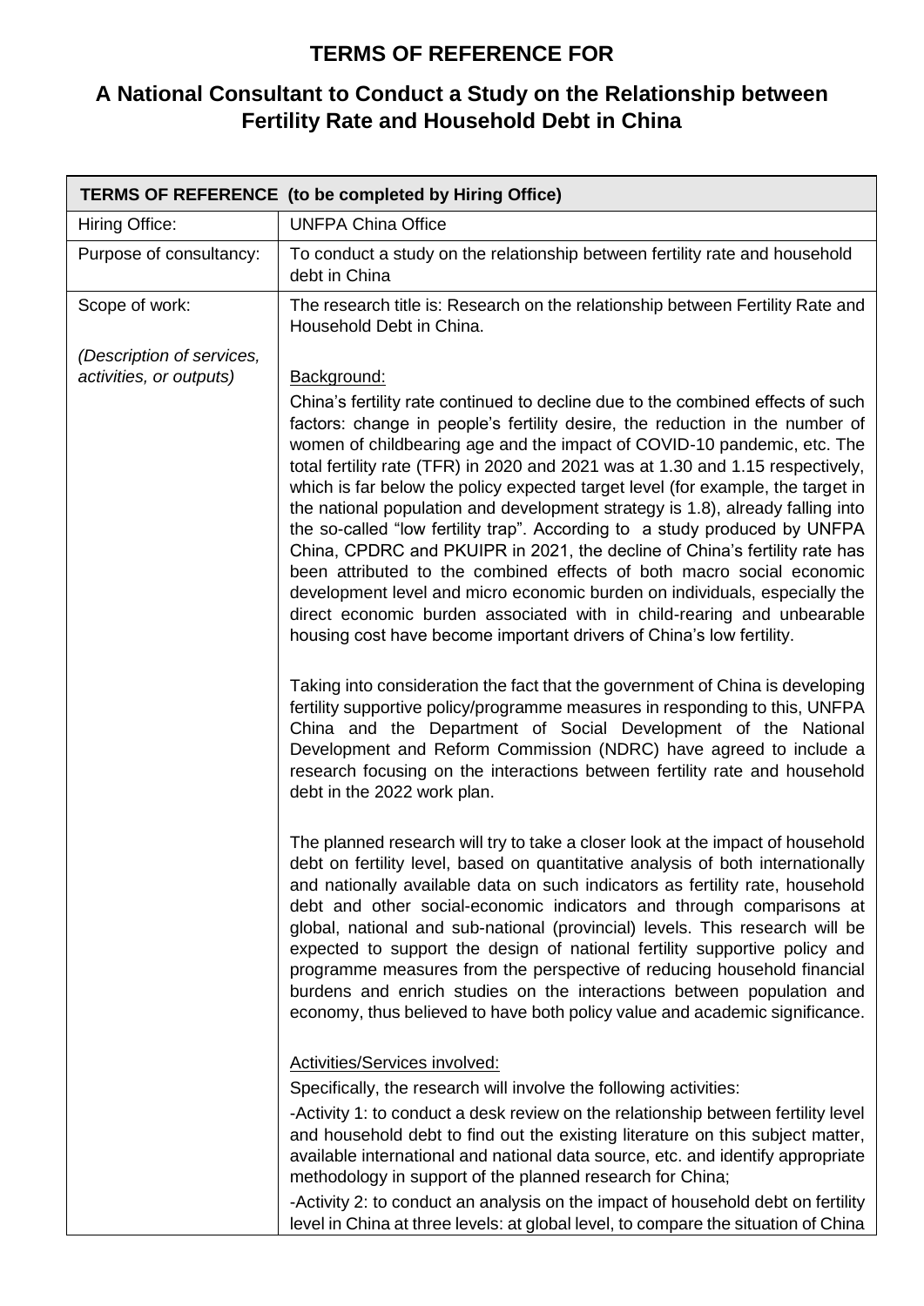# TERMS OF REFERENCE FOR

## A National Consultant to Conduct a Study on the Relationship between Fertility Rate and Household Debt in China

| TERMS OF REFERENCE (to be completed by Hiring Office) | |
|---|---|
| Hiring Office: | UNFPA China Office |
| Purpose of consultancy: | To conduct a study on the relationship between fertility rate and household debt in China |
| Scope of work:<br><br>*(Description of services, activities, or outputs)* | The research title is: Research on the relationship between Fertility Rate and Household Debt in China.<br><br><u>Background:</u><br>China's fertility rate continued to decline due to the combined effects of such factors: change in people's fertility desire, the reduction in the number of women of childbearing age and the impact of COVID-10 pandemic, etc. The total fertility rate (TFR) in 2020 and 2021 was at 1.30 and 1.15 respectively, which is far below the policy expected target level (for example, the target in the national population and development strategy is 1.8), already falling into the so-called "low fertility trap". According to a study produced by UNFPA China, CPDRC and PKUIPR in 2021, the decline of China's fertility rate has been attributed to the combined effects of both macro social economic development level and micro economic burden on individuals, especially the direct economic burden associated with in child-rearing and unbearable housing cost have become important drivers of China's low fertility.<br><br>Taking into consideration the fact that the government of China is developing fertility supportive policy/programme measures in responding to this, UNFPA China and the Department of Social Development of the National Development and Reform Commission (NDRC) have agreed to include a research focusing on the interactions between fertility rate and household debt in the 2022 work plan.<br><br>The planned research will try to take a closer look at the impact of household debt on fertility level, based on quantitative analysis of both internationally and nationally available data on such indicators as fertility rate, household debt and other social-economic indicators and through comparisons at global, national and sub-national (provincial) levels. This research will be expected to support the design of national fertility supportive policy and programme measures from the perspective of reducing household financial burdens and enrich studies on the interactions between population and economy, thus believed to have both policy value and academic significance.<br><br><u>Activities/Services involved:</u><br>Specifically, the research will involve the following activities:<br>-Activity 1: to conduct a desk review on the relationship between fertility level and household debt to find out the existing literature on this subject matter, available international and national data source, etc. and identify appropriate methodology in support of the planned research for China;<br>-Activity 2: to conduct an analysis on the impact of household debt on fertility level in China at three levels: at global level, to compare the situation of China |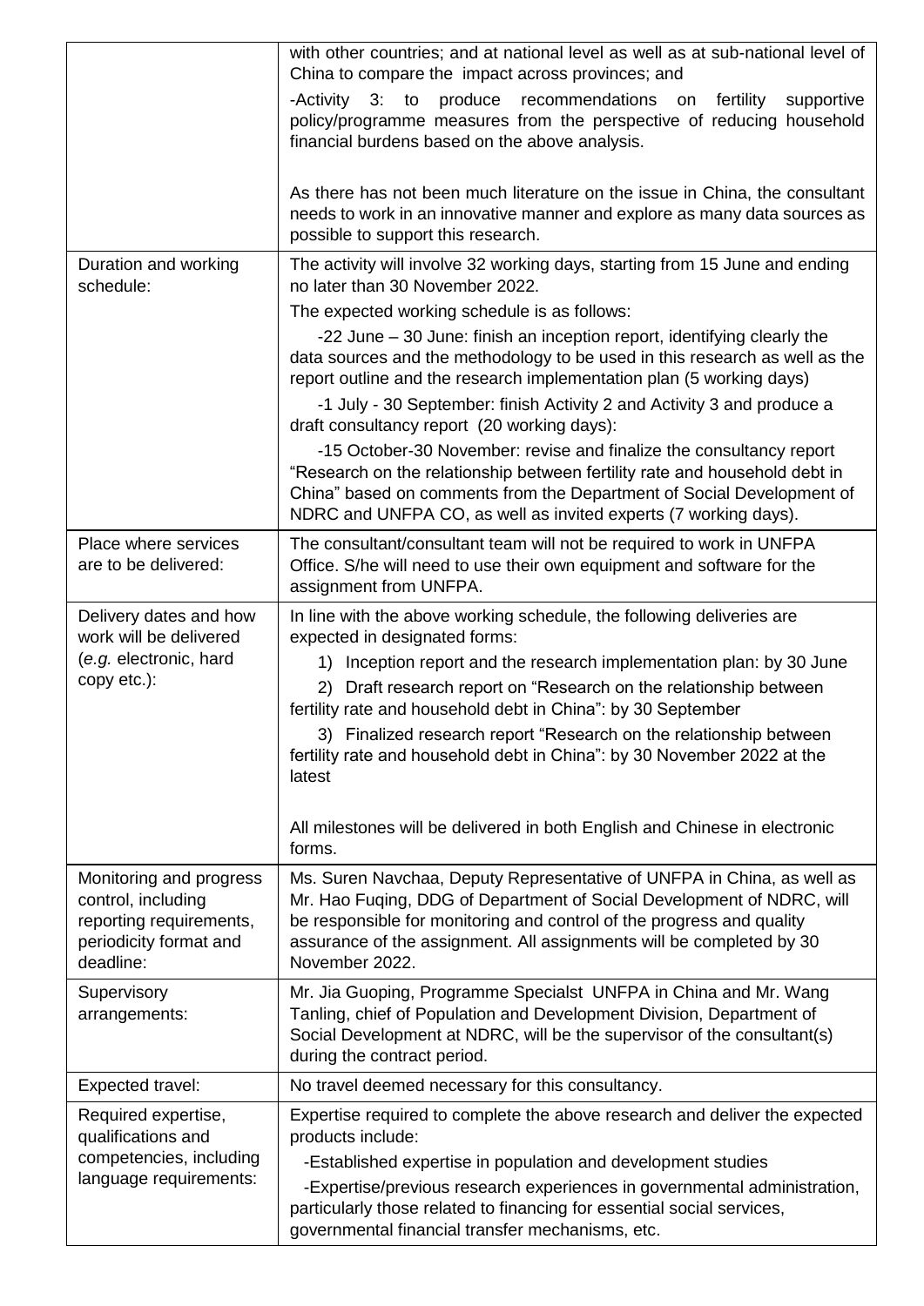| | |
|---|---|
| | with other countries; and at national level as well as at sub-national level of China to compare the impact across provinces; and<br><br>-Activity 3: to produce recommendations on fertility supportive policy/programme measures from the perspective of reducing household financial burdens based on the above analysis.<br><br>As there has not been much literature on the issue in China, the consultant needs to work in an innovative manner and explore as many data sources as possible to support this research. |
| Duration and working schedule: | The activity will involve 32 working days, starting from 15 June and ending no later than 30 November 2022.<br><br>The expected working schedule is as follows:<br><br>-22 June – 30 June: finish an inception report, identifying clearly the data sources and the methodology to be used in this research as well as the report outline and the research implementation plan (5 working days)<br><br>-1 July - 30 September: finish Activity 2 and Activity 3 and produce a draft consultancy report (20 working days):<br><br>-15 October-30 November: revise and finalize the consultancy report "Research on the relationship between fertility rate and household debt in China" based on comments from the Department of Social Development of NDRC and UNFPA CO, as well as invited experts (7 working days). |
| Place where services are to be delivered: | The consultant/consultant team will not be required to work in UNFPA Office. S/he will need to use their own equipment and software for the assignment from UNFPA. |
| Delivery dates and how work will be delivered (*e.g.* electronic, hard copy etc.): | In line with the above working schedule, the following deliveries are expected in designated forms:<br><br>1) Inception report and the research implementation plan: by 30 June<br><br>2) Draft research report on "Research on the relationship between fertility rate and household debt in China": by 30 September<br><br>3) Finalized research report "Research on the relationship between fertility rate and household debt in China": by 30 November 2022 at the latest<br><br>All milestones will be delivered in both English and Chinese in electronic forms. |
| Monitoring and progress control, including reporting requirements, periodicity format and deadline: | Ms. Suren Navchaa, Deputy Representative of UNFPA in China, as well as Mr. Hao Fuqing, DDG of Department of Social Development of NDRC, will be responsible for monitoring and control of the progress and quality assurance of the assignment. All assignments will be completed by 30 November 2022. |
| Supervisory arrangements: | Mr. Jia Guoping, Programme Specialst UNFPA in China and Mr. Wang Tanling, chief of Population and Development Division, Department of Social Development at NDRC, will be the supervisor of the consultant(s) during the contract period. |
| Expected travel: | No travel deemed necessary for this consultancy. |
| Required expertise, qualifications and competencies, including language requirements: | Expertise required to complete the above research and deliver the expected products include:<br><br>-Established expertise in population and development studies<br><br>-Expertise/previous research experiences in governmental administration, particularly those related to financing for essential social services, governmental financial transfer mechanisms, etc. |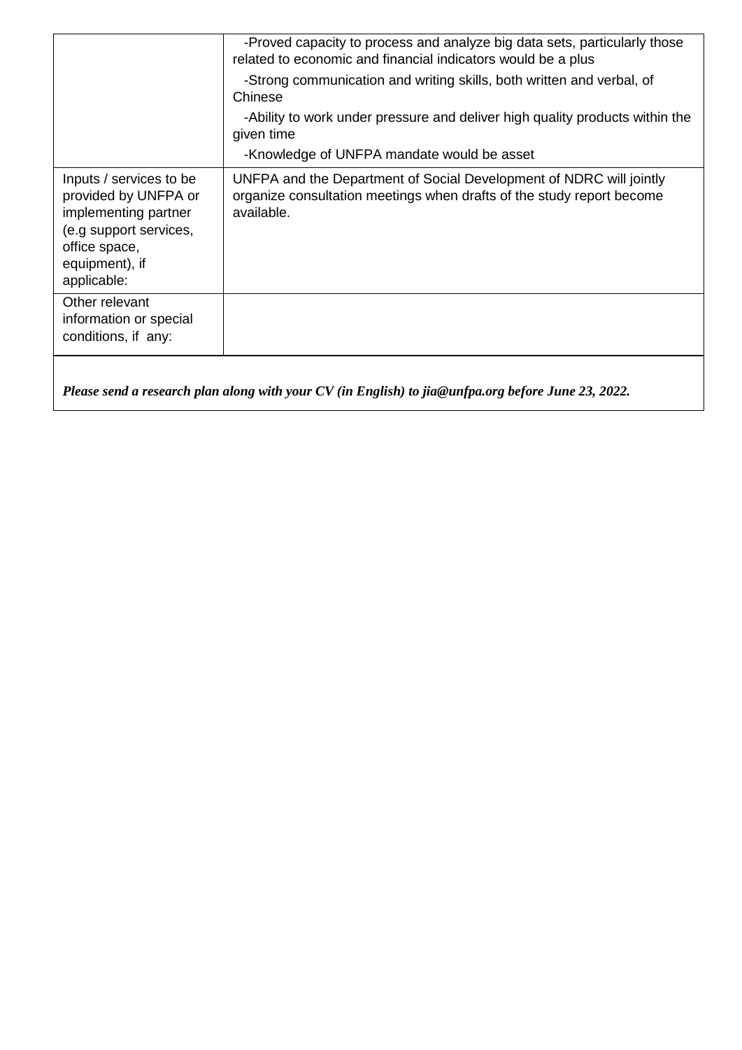| | |
|---|---|
| | -Proved capacity to process and analyze big data sets, particularly those related to economic and financial indicators would be a plus<br>-Strong communication and writing skills, both written and verbal, of Chinese<br>-Ability to work under pressure and deliver high quality products within the given time<br>-Knowledge of UNFPA mandate would be asset |
| Inputs / services to be provided by UNFPA or implementing partner (e.g support services, office space, equipment), if applicable: | UNFPA and the Department of Social Development of NDRC will jointly organize consultation meetings when drafts of the study report become available. |
| Other relevant information or special conditions, if any: | |

***Please send a research plan along with your CV (in English) to jia@unfpa.org before June 23, 2022.***